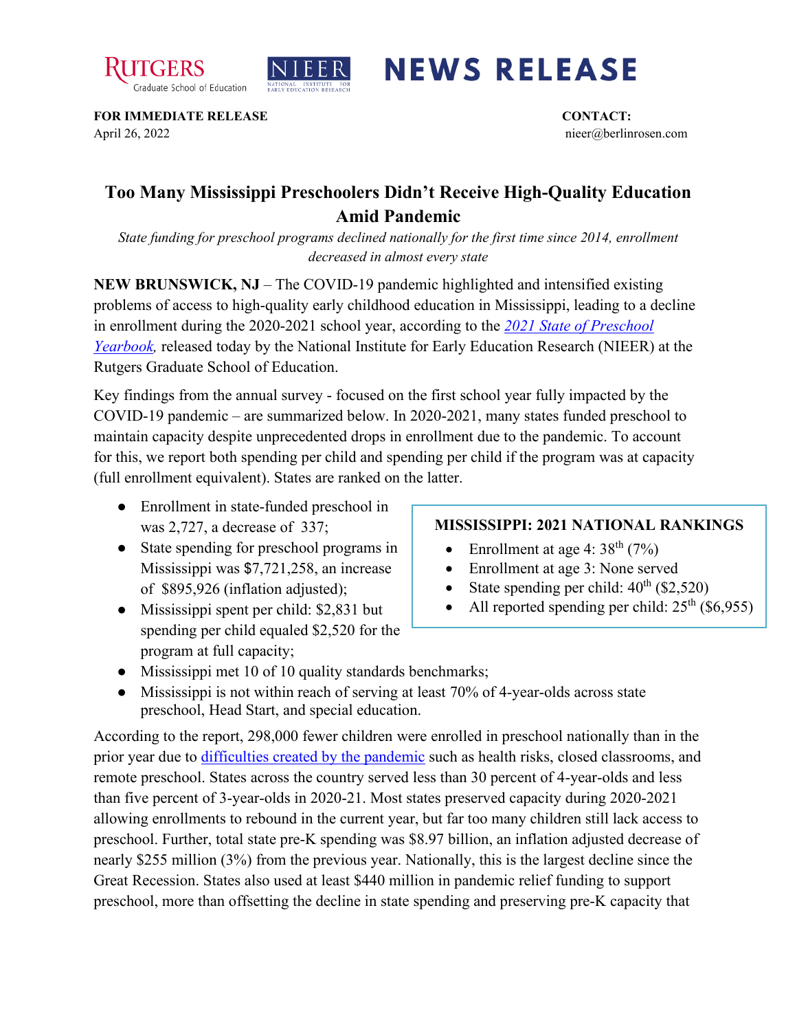**NEWS RELEASE**

**FOR IMMEDIATE RELEASE**
April 26, 2022

**CONTACT:**
nieer@berlinrosen.com

# Too Many Mississippi Preschoolers Didn't Receive High-Quality Education Amid Pandemic

*State funding for preschool programs declined nationally for the first time since 2014, enrollment decreased in almost every state*

**NEW BRUNSWICK, NJ** – The COVID-19 pandemic highlighted and intensified existing problems of access to high-quality early childhood education in Mississippi, leading to a decline in enrollment during the 2020-2021 school year, according to the *2021 State of Preschool Yearbook,* released today by the National Institute for Early Education Research (NIEER) at the Rutgers Graduate School of Education.

Key findings from the annual survey - focused on the first school year fully impacted by the COVID-19 pandemic – are summarized below. In 2020-2021, many states funded preschool to maintain capacity despite unprecedented drops in enrollment due to the pandemic. To account for this, we report both spending per child and spending per child if the program was at capacity (full enrollment equivalent). States are ranked on the latter.

- Enrollment in state-funded preschool in was 2,727, a decrease of 337;
- State spending for preschool programs in Mississippi was $7,721,258, an increase of $895,926 (inflation adjusted);
- Mississippi spent per child: $2,831 but spending per child equaled $2,520 for the program at full capacity;
- Mississippi met 10 of 10 quality standards benchmarks;
- Mississippi is not within reach of serving at least 70% of 4-year-olds across state preschool, Head Start, and special education.

**MISSISSIPPI: 2021 NATIONAL RANKINGS**

- Enrollment at age 4: 38th (7%)
- Enrollment at age 3: None served
- State spending per child: 40th ($2,520)
- All reported spending per child: 25th ($6,955)

According to the report, 298,000 fewer children were enrolled in preschool nationally than in the prior year due to difficulties created by the pandemic such as health risks, closed classrooms, and remote preschool. States across the country served less than 30 percent of 4-year-olds and less than five percent of 3-year-olds in 2020-21. Most states preserved capacity during 2020-2021 allowing enrollments to rebound in the current year, but far too many children still lack access to preschool. Further, total state pre-K spending was $8.97 billion, an inflation adjusted decrease of nearly $255 million (3%) from the previous year. Nationally, this is the largest decline since the Great Recession. States also used at least $440 million in pandemic relief funding to support preschool, more than offsetting the decline in state spending and preserving pre-K capacity that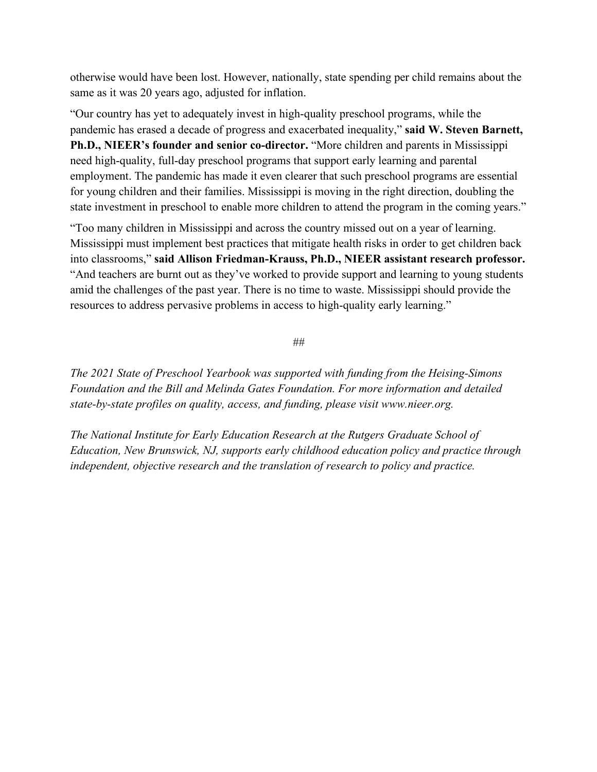otherwise would have been lost. However, nationally, state spending per child remains about the same as it was 20 years ago, adjusted for inflation.

"Our country has yet to adequately invest in high-quality preschool programs, while the pandemic has erased a decade of progress and exacerbated inequality," **said W. Steven Barnett, Ph.D., NIEER's founder and senior co-director.** "More children and parents in Mississippi need high-quality, full-day preschool programs that support early learning and parental employment. The pandemic has made it even clearer that such preschool programs are essential for young children and their families. Mississippi is moving in the right direction, doubling the state investment in preschool to enable more children to attend the program in the coming years."

"Too many children in Mississippi and across the country missed out on a year of learning. Mississippi must implement best practices that mitigate health risks in order to get children back into classrooms," **said Allison Friedman-Krauss, Ph.D., NIEER assistant research professor.** "And teachers are burnt out as they've worked to provide support and learning to young students amid the challenges of the past year. There is no time to waste. Mississippi should provide the resources to address pervasive problems in access to high-quality early learning."

##

*The 2021 State of Preschool Yearbook was supported with funding from the Heising-Simons Foundation and the Bill and Melinda Gates Foundation. For more information and detailed state-by-state profiles on quality, access, and funding, please visit www.nieer.org.*

*The National Institute for Early Education Research at the Rutgers Graduate School of Education, New Brunswick, NJ, supports early childhood education policy and practice through independent, objective research and the translation of research to policy and practice.*